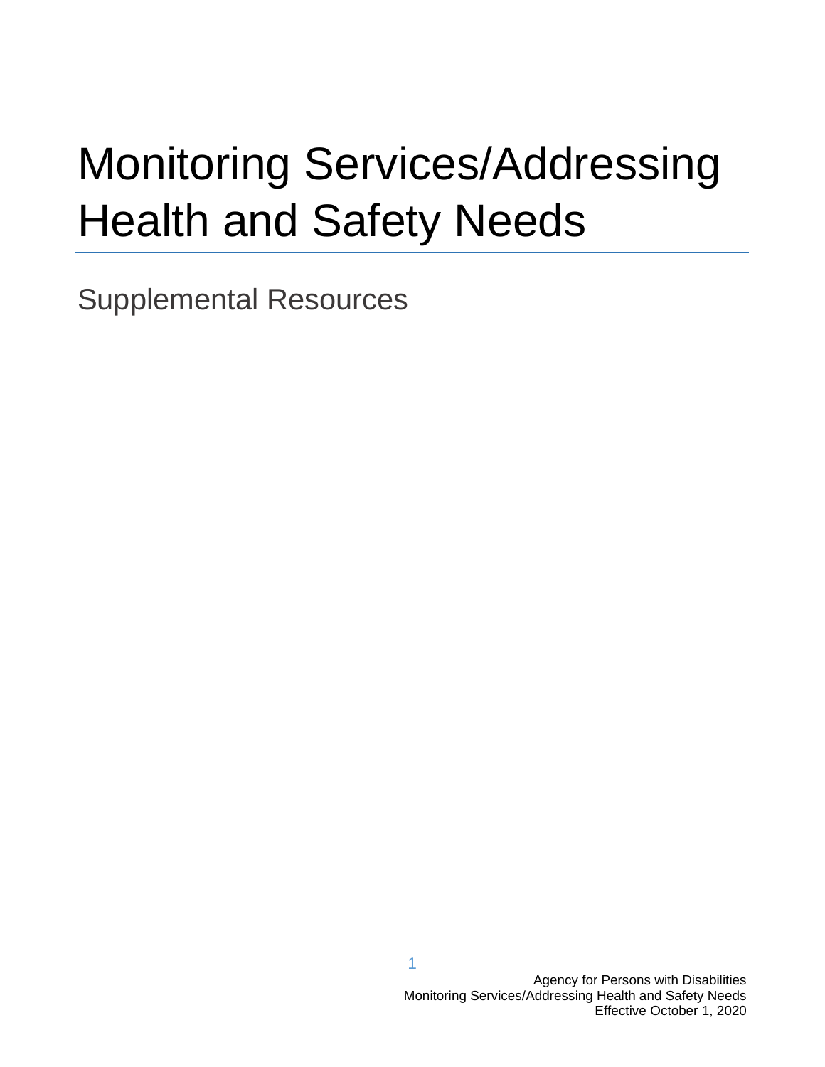# Monitoring Services/Addressing Health and Safety Needs

Supplemental Resources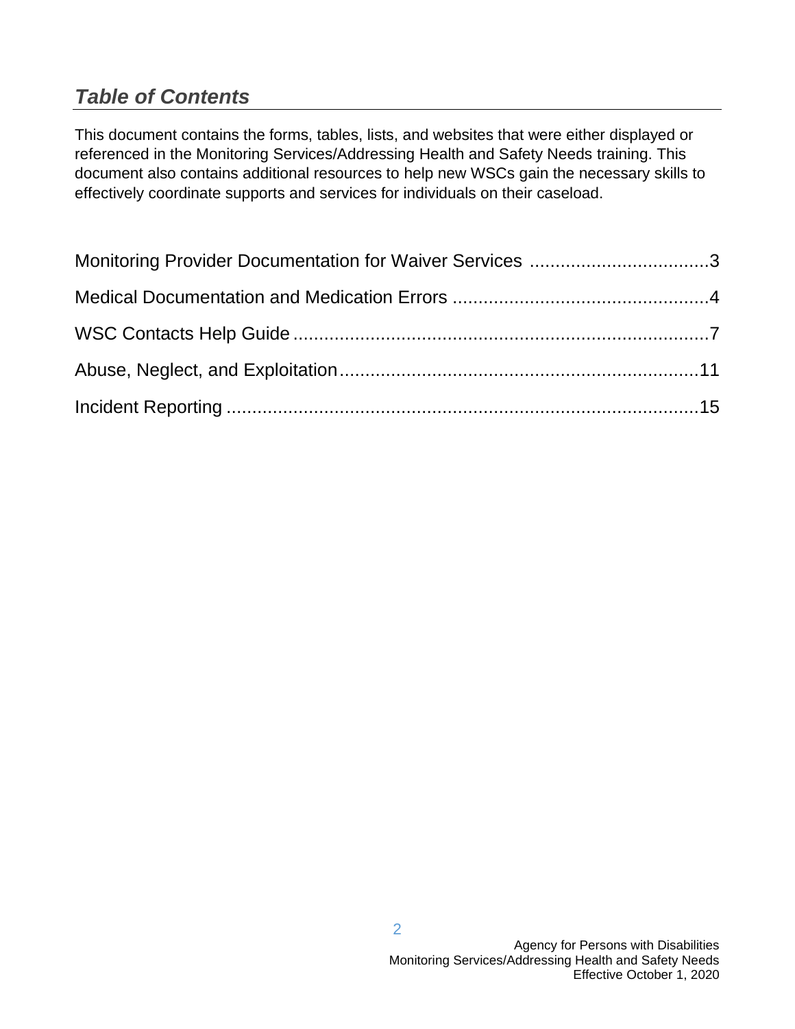## *Table of Contents*

This document contains the forms, tables, lists, and websites that were either displayed or referenced in the Monitoring Services/Addressing Health and Safety Needs training. This document also contains additional resources to help new WSCs gain the necessary skills to effectively coordinate supports and services for individuals on their caseload.

Monitoring Provider Documentation for Waiver Services ....................................3

Medical Documentation and Medication Errors ..................................................4

WSC Contacts Help Guide ..................................................................................7

Abuse, Neglect, and Exploitation.......................................................................11

Incident Reporting .............................................................................................15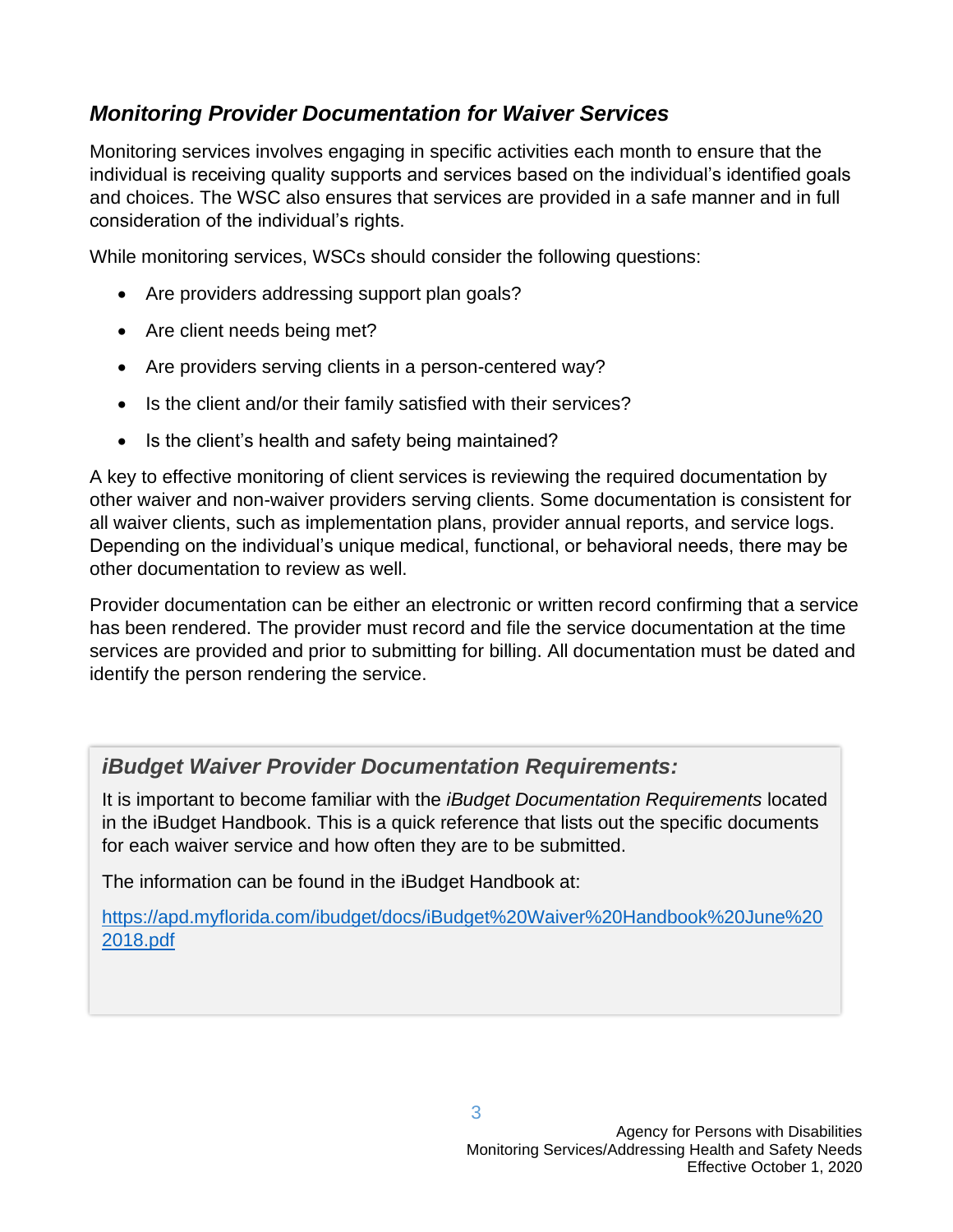### *Monitoring Provider Documentation for Waiver Services*

Monitoring services involves engaging in specific activities each month to ensure that the individual is receiving quality supports and services based on the individual's identified goals and choices. The WSC also ensures that services are provided in a safe manner and in full consideration of the individual's rights.

While monitoring services, WSCs should consider the following questions:

- Are providers addressing support plan goals?
- Are client needs being met?
- Are providers serving clients in a person-centered way?
- Is the client and/or their family satisfied with their services?
- Is the client's health and safety being maintained?

A key to effective monitoring of client services is reviewing the required documentation by other waiver and non-waiver providers serving clients. Some documentation is consistent for all waiver clients, such as implementation plans, provider annual reports, and service logs. Depending on the individual's unique medical, functional, or behavioral needs, there may be other documentation to review as well.

Provider documentation can be either an electronic or written record confirming that a service has been rendered. The provider must record and file the service documentation at the time services are provided and prior to submitting for billing. All documentation must be dated and identify the person rendering the service.

> ### *iBudget Waiver Provider Documentation Requirements:*
>
> It is important to become familiar with the *iBudget Documentation Requirements* located in the iBudget Handbook. This is a quick reference that lists out the specific documents for each waiver service and how often they are to be submitted.
>
> The information can be found in the iBudget Handbook at:
>
> [https://apd.myflorida.com/ibudget/docs/iBudget%20Waiver%20Handbook%20June%202018.pdf](https://apd.myflorida.com/ibudget/docs/iBudget%20Waiver%20Handbook%20June%202018.pdf)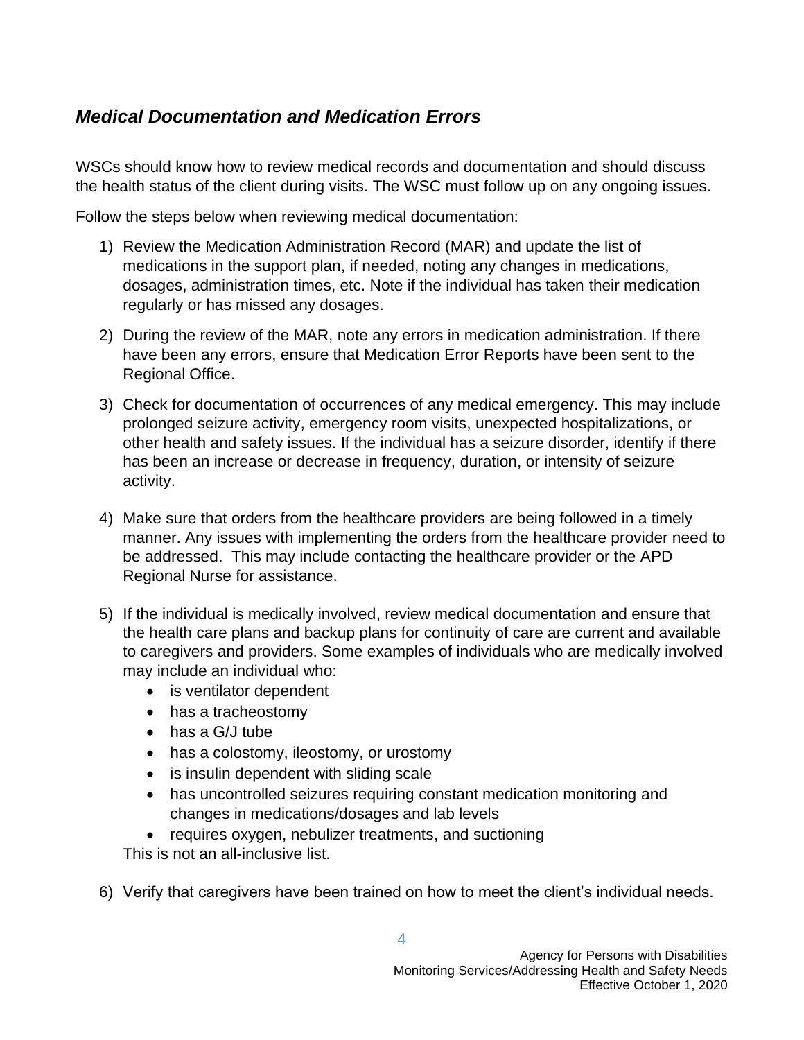### ***Medical Documentation and Medication Errors***

WSCs should know how to review medical records and documentation and should discuss the health status of the client during visits. The WSC must follow up on any ongoing issues.

Follow the steps below when reviewing medical documentation:

1) Review the Medication Administration Record (MAR) and update the list of medications in the support plan, if needed, noting any changes in medications, dosages, administration times, etc. Note if the individual has taken their medication regularly or has missed any dosages.

2) During the review of the MAR, note any errors in medication administration. If there have been any errors, ensure that Medication Error Reports have been sent to the Regional Office.

3) Check for documentation of occurrences of any medical emergency. This may include prolonged seizure activity, emergency room visits, unexpected hospitalizations, or other health and safety issues. If the individual has a seizure disorder, identify if there has been an increase or decrease in frequency, duration, or intensity of seizure activity.

4) Make sure that orders from the healthcare providers are being followed in a timely manner. Any issues with implementing the orders from the healthcare provider need to be addressed. This may include contacting the healthcare provider or the APD Regional Nurse for assistance.

5) If the individual is medically involved, review medical documentation and ensure that the health care plans and backup plans for continuity of care are current and available to caregivers and providers. Some examples of individuals who are medically involved may include an individual who:
   - is ventilator dependent
   - has a tracheostomy
   - has a G/J tube
   - has a colostomy, ileostomy, or urostomy
   - is insulin dependent with sliding scale
   - has uncontrolled seizures requiring constant medication monitoring and changes in medications/dosages and lab levels
   - requires oxygen, nebulizer treatments, and suctioning

   This is not an all-inclusive list.

6) Verify that caregivers have been trained on how to meet the client's individual needs.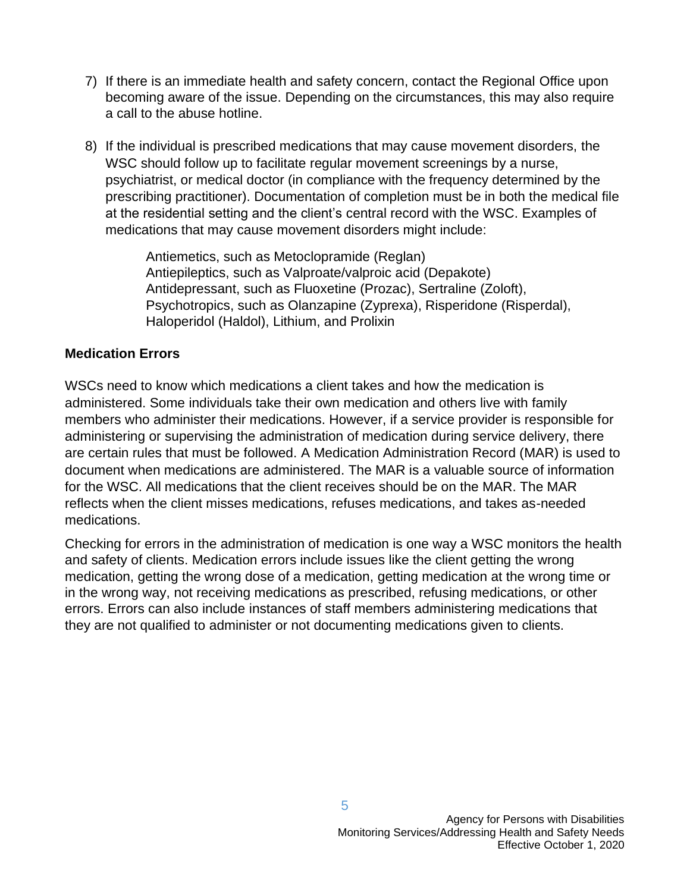7) If there is an immediate health and safety concern, contact the Regional Office upon becoming aware of the issue. Depending on the circumstances, this may also require a call to the abuse hotline.

8) If the individual is prescribed medications that may cause movement disorders, the WSC should follow up to facilitate regular movement screenings by a nurse, psychiatrist, or medical doctor (in compliance with the frequency determined by the prescribing practitioner). Documentation of completion must be in both the medical file at the residential setting and the client's central record with the WSC. Examples of medications that may cause movement disorders might include:

   Antiemetics, such as Metoclopramide (Reglan)
   Antiepileptics, such as Valproate/valproic acid (Depakote)
   Antidepressant, such as Fluoxetine (Prozac), Sertraline (Zoloft),
   Psychotropics, such as Olanzapine (Zyprexa), Risperidone (Risperdal), Haloperidol (Haldol), Lithium, and Prolixin

**Medication Errors**

WSCs need to know which medications a client takes and how the medication is administered. Some individuals take their own medication and others live with family members who administer their medications. However, if a service provider is responsible for administering or supervising the administration of medication during service delivery, there are certain rules that must be followed. A Medication Administration Record (MAR) is used to document when medications are administered. The MAR is a valuable source of information for the WSC. All medications that the client receives should be on the MAR. The MAR reflects when the client misses medications, refuses medications, and takes as-needed medications.

Checking for errors in the administration of medication is one way a WSC monitors the health and safety of clients. Medication errors include issues like the client getting the wrong medication, getting the wrong dose of a medication, getting medication at the wrong time or in the wrong way, not receiving medications as prescribed, refusing medications, or other errors. Errors can also include instances of staff members administering medications that they are not qualified to administer or not documenting medications given to clients.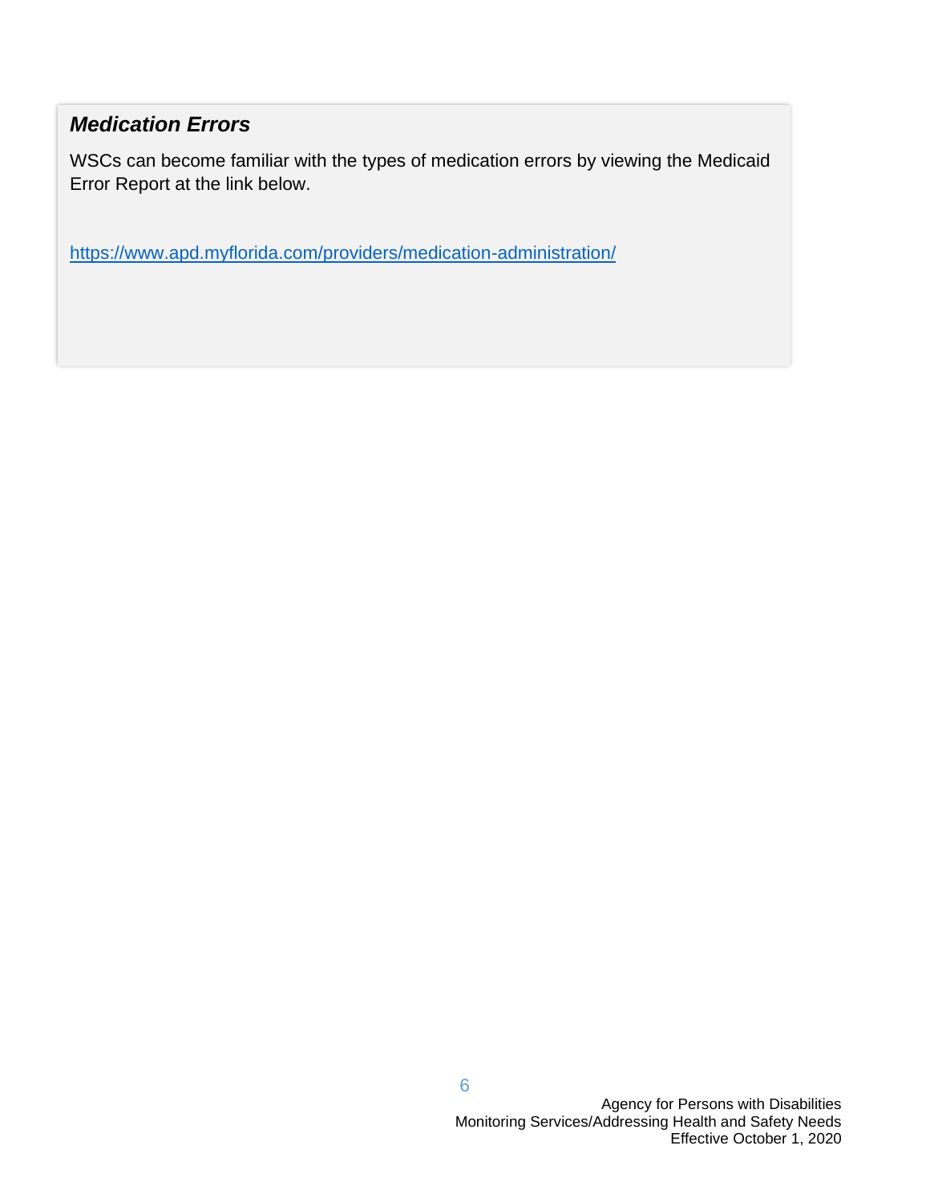### ***Medication Errors***

WSCs can become familiar with the types of medication errors by viewing the Medicaid Error Report at the link below.

[https://www.apd.myflorida.com/providers/medication-administration/](https://www.apd.myflorida.com/providers/medication-administration/)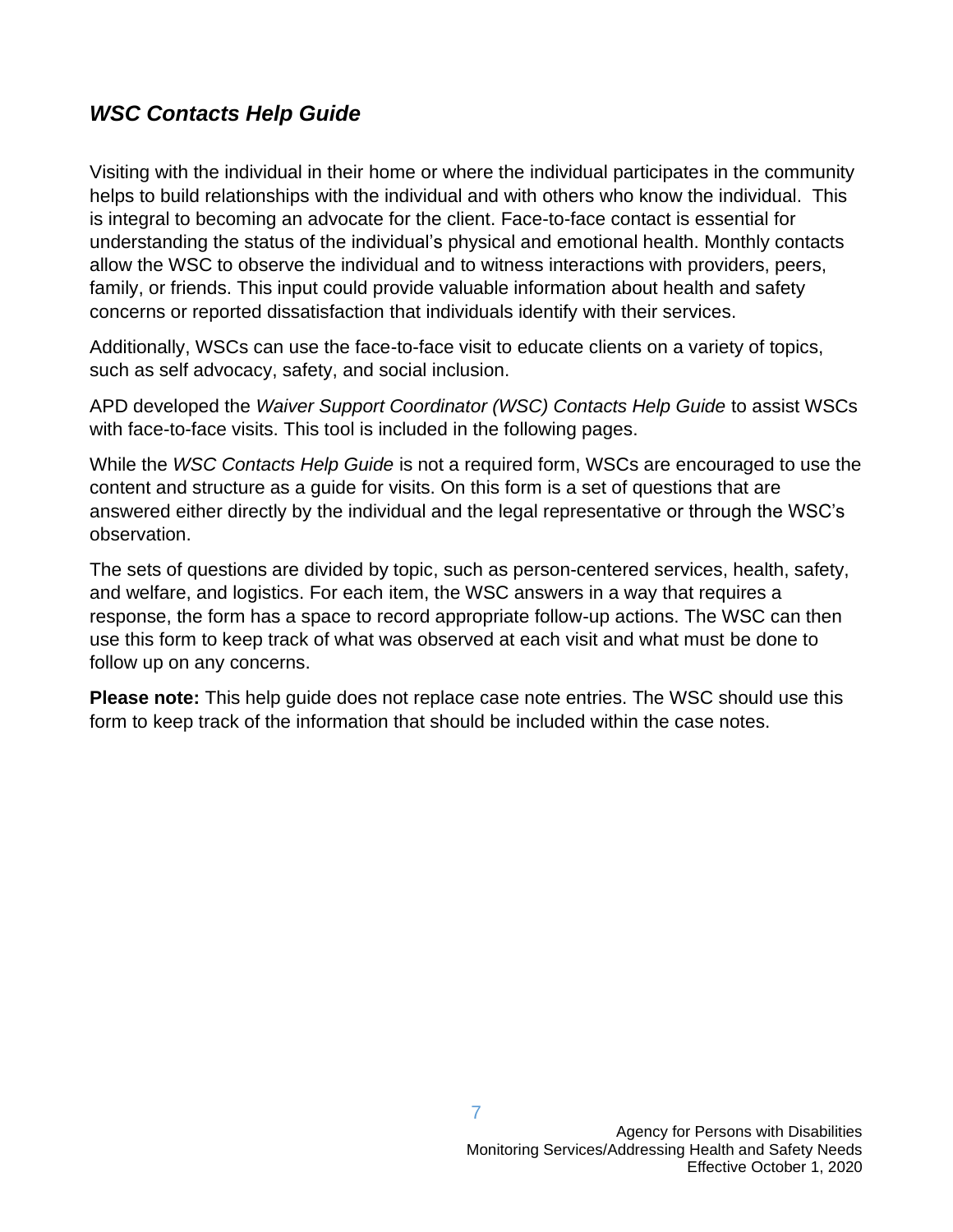## *WSC Contacts Help Guide*

Visiting with the individual in their home or where the individual participates in the community helps to build relationships with the individual and with others who know the individual. This is integral to becoming an advocate for the client. Face-to-face contact is essential for understanding the status of the individual's physical and emotional health. Monthly contacts allow the WSC to observe the individual and to witness interactions with providers, peers, family, or friends. This input could provide valuable information about health and safety concerns or reported dissatisfaction that individuals identify with their services.

Additionally, WSCs can use the face-to-face visit to educate clients on a variety of topics, such as self advocacy, safety, and social inclusion.

APD developed the *Waiver Support Coordinator (WSC) Contacts Help Guide* to assist WSCs with face-to-face visits. This tool is included in the following pages.

While the *WSC Contacts Help Guide* is not a required form, WSCs are encouraged to use the content and structure as a guide for visits. On this form is a set of questions that are answered either directly by the individual and the legal representative or through the WSC's observation.

The sets of questions are divided by topic, such as person-centered services, health, safety, and welfare, and logistics. For each item, the WSC answers in a way that requires a response, the form has a space to record appropriate follow-up actions. The WSC can then use this form to keep track of what was observed at each visit and what must be done to follow up on any concerns.

**Please note:** This help guide does not replace case note entries. The WSC should use this form to keep track of the information that should be included within the case notes.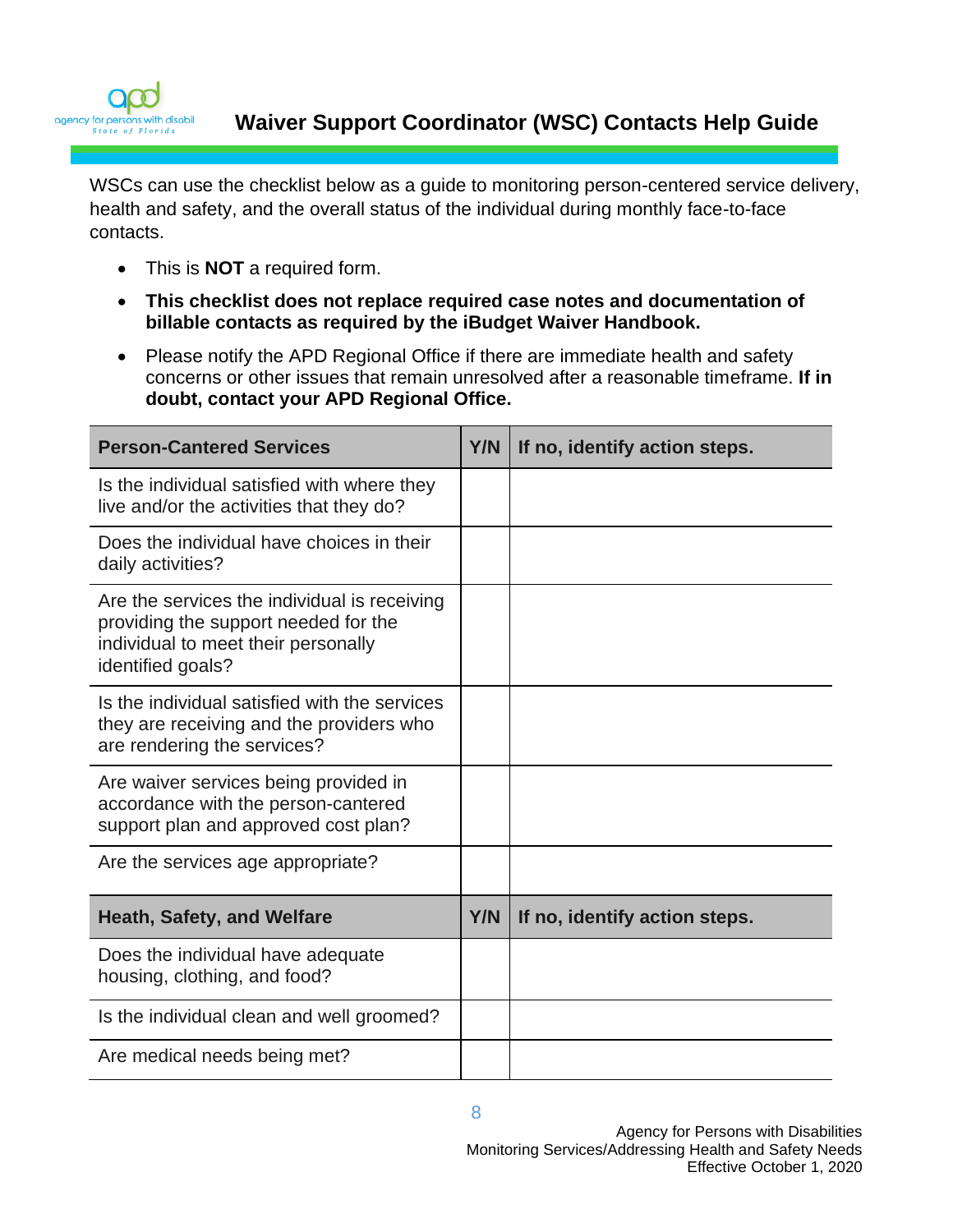# Waiver Support Coordinator (WSC) Contacts Help Guide

WSCs can use the checklist below as a guide to monitoring person-centered service delivery, health and safety, and the overall status of the individual during monthly face-to-face contacts.

- This is **NOT** a required form.
- **This checklist does not replace required case notes and documentation of billable contacts as required by the iBudget Waiver Handbook.**
- Please notify the APD Regional Office if there are immediate health and safety concerns or other issues that remain unresolved after a reasonable timeframe. **If in doubt, contact your APD Regional Office.**

| Person-Cantered Services | Y/N | If no, identify action steps. |
|---|---|---|
| Is the individual satisfied with where they live and/or the activities that they do? | | |
| Does the individual have choices in their daily activities? | | |
| Are the services the individual is receiving providing the support needed for the individual to meet their personally identified goals? | | |
| Is the individual satisfied with the services they are receiving and the providers who are rendering the services? | | |
| Are waiver services being provided in accordance with the person-cantered support plan and approved cost plan? | | |
| Are the services age appropriate? | | |
| **Heath, Safety, and Welfare** | **Y/N** | **If no, identify action steps.** |
| Does the individual have adequate housing, clothing, and food? | | |
| Is the individual clean and well groomed? | | |
| Are medical needs being met? | | |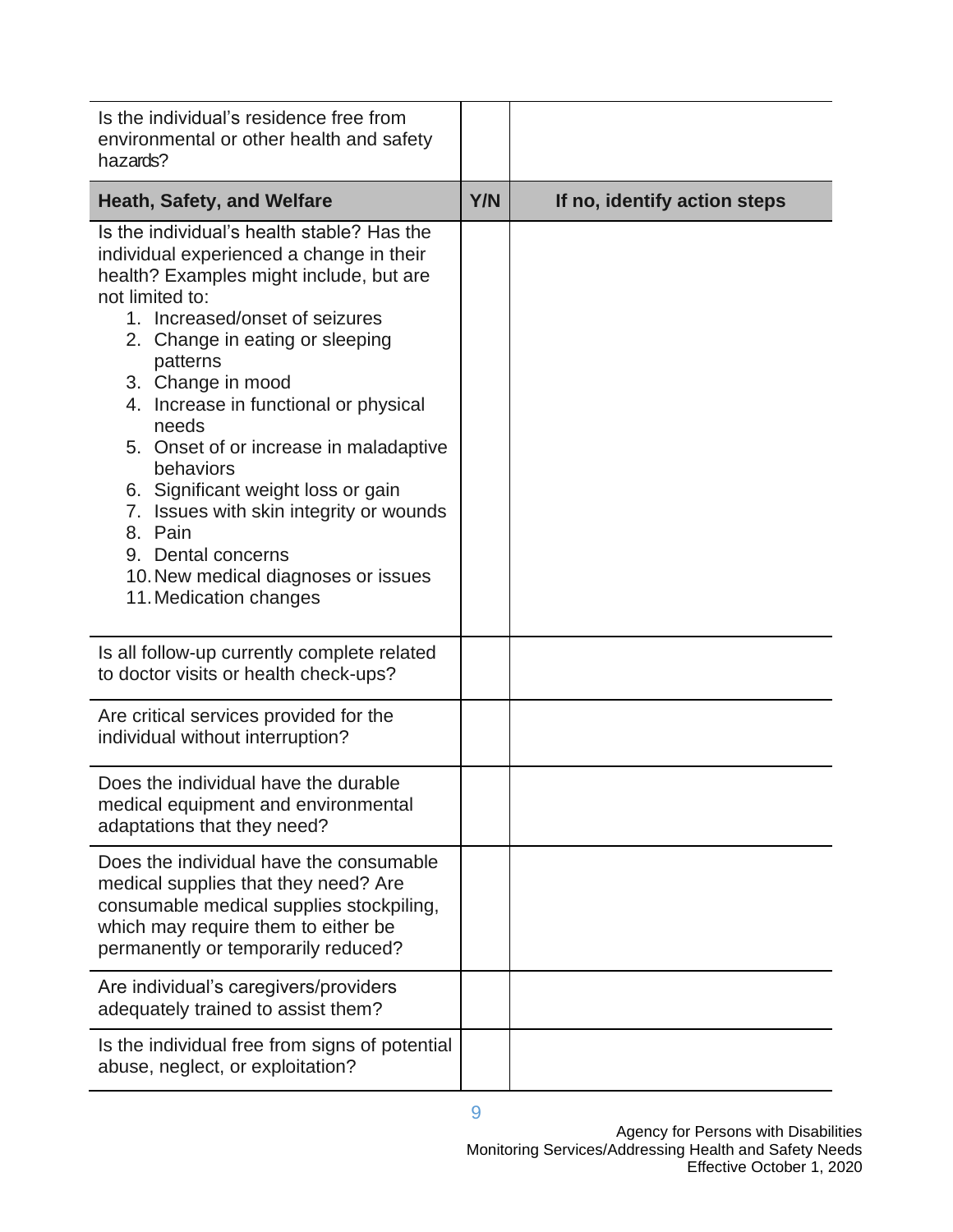| Is the individual's residence free from environmental or other health and safety hazards? | | |
| --- | --- | --- |
| **Heath, Safety, and Welfare** | **Y/N** | **If no, identify action steps** |
| Is the individual's health stable? Has the individual experienced a change in their health? Examples might include, but are not limited to:<br>1. Increased/onset of seizures<br>2. Change in eating or sleeping patterns<br>3. Change in mood<br>4. Increase in functional or physical needs<br>5. Onset of or increase in maladaptive behaviors<br>6. Significant weight loss or gain<br>7. Issues with skin integrity or wounds<br>8. Pain<br>9. Dental concerns<br>10. New medical diagnoses or issues<br>11. Medication changes | | |
| Is all follow-up currently complete related to doctor visits or health check-ups? | | |
| Are critical services provided for the individual without interruption? | | |
| Does the individual have the durable medical equipment and environmental adaptations that they need? | | |
| Does the individual have the consumable medical supplies that they need? Are consumable medical supplies stockpiling, which may require them to either be permanently or temporarily reduced? | | |
| Are individual's caregivers/providers adequately trained to assist them? | | |
| Is the individual free from signs of potential abuse, neglect, or exploitation? | | |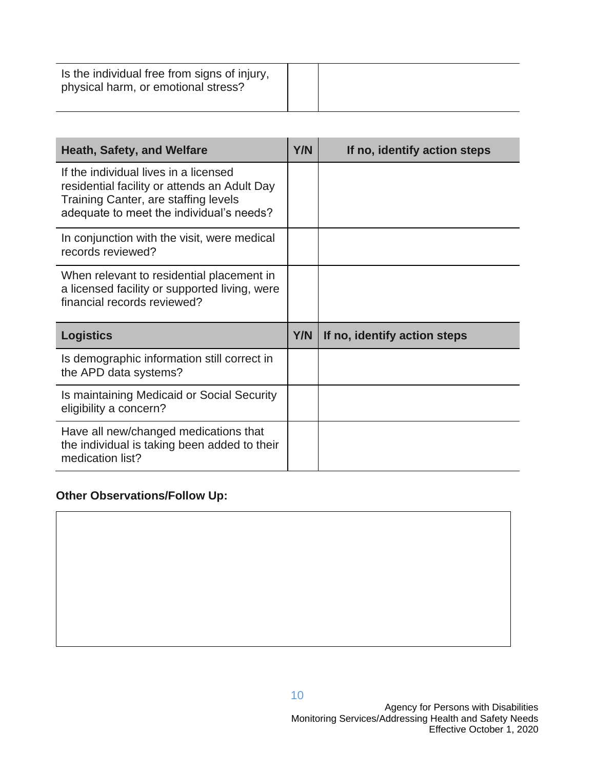| Is the individual free from signs of injury, physical harm, or emotional stress? | | |
|---|---|---|

| Heath, Safety, and Welfare | Y/N | If no, identify action steps |
|---|---|---|
| If the individual lives in a licensed residential facility or attends an Adult Day Training Canter, are staffing levels adequate to meet the individual's needs? | | |
| In conjunction with the visit, were medical records reviewed? | | |
| When relevant to residential placement in a licensed facility or supported living, were financial records reviewed? | | |
| **Logistics** | **Y/N** | **If no, identify action steps** |
| Is demographic information still correct in the APD data systems? | | |
| Is maintaining Medicaid or Social Security eligibility a concern? | | |
| Have all new/changed medications that the individual is taking been added to their medication list? | | |

**Other Observations/Follow Up:**

| |
|---|
| |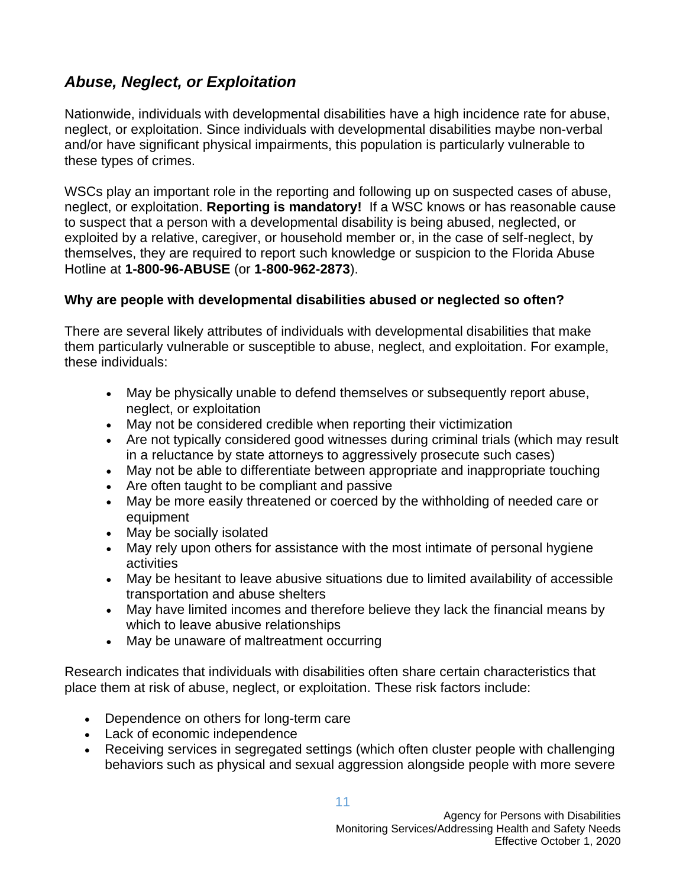## *Abuse, Neglect, or Exploitation*

Nationwide, individuals with developmental disabilities have a high incidence rate for abuse, neglect, or exploitation. Since individuals with developmental disabilities maybe non-verbal and/or have significant physical impairments, this population is particularly vulnerable to these types of crimes.

WSCs play an important role in the reporting and following up on suspected cases of abuse, neglect, or exploitation. **Reporting is mandatory!** If a WSC knows or has reasonable cause to suspect that a person with a developmental disability is being abused, neglected, or exploited by a relative, caregiver, or household member or, in the case of self-neglect, by themselves, they are required to report such knowledge or suspicion to the Florida Abuse Hotline at **1-800-96-ABUSE** (or **1-800-962-2873**).

**Why are people with developmental disabilities abused or neglected so often?**

There are several likely attributes of individuals with developmental disabilities that make them particularly vulnerable or susceptible to abuse, neglect, and exploitation. For example, these individuals:

- May be physically unable to defend themselves or subsequently report abuse, neglect, or exploitation
- May not be considered credible when reporting their victimization
- Are not typically considered good witnesses during criminal trials (which may result in a reluctance by state attorneys to aggressively prosecute such cases)
- May not be able to differentiate between appropriate and inappropriate touching
- Are often taught to be compliant and passive
- May be more easily threatened or coerced by the withholding of needed care or equipment
- May be socially isolated
- May rely upon others for assistance with the most intimate of personal hygiene activities
- May be hesitant to leave abusive situations due to limited availability of accessible transportation and abuse shelters
- May have limited incomes and therefore believe they lack the financial means by which to leave abusive relationships
- May be unaware of maltreatment occurring

Research indicates that individuals with disabilities often share certain characteristics that place them at risk of abuse, neglect, or exploitation. These risk factors include:

- Dependence on others for long-term care
- Lack of economic independence
- Receiving services in segregated settings (which often cluster people with challenging behaviors such as physical and sexual aggression alongside people with more severe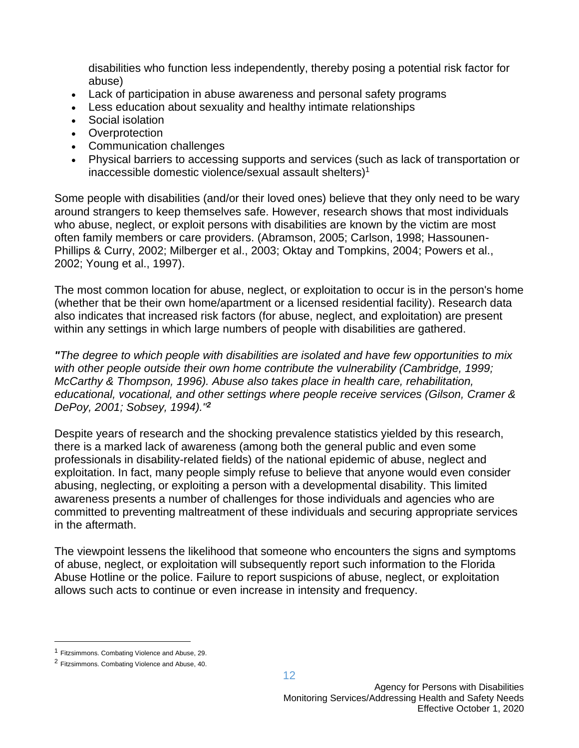disabilities who function less independently, thereby posing a potential risk factor for abuse)

- Lack of participation in abuse awareness and personal safety programs
- Less education about sexuality and healthy intimate relationships
- Social isolation
- Overprotection
- Communication challenges
- Physical barriers to accessing supports and services (such as lack of transportation or inaccessible domestic violence/sexual assault shelters)[1]

Some people with disabilities (and/or their loved ones) believe that they only need to be wary around strangers to keep themselves safe. However, research shows that most individuals who abuse, neglect, or exploit persons with disabilities are known by the victim are most often family members or care providers. (Abramson, 2005; Carlson, 1998; Hassounen-Phillips & Curry, 2002; Milberger et al., 2003; Oktay and Tompkins, 2004; Powers et al., 2002; Young et al., 1997).

The most common location for abuse, neglect, or exploitation to occur is in the person's home (whether that be their own home/apartment or a licensed residential facility). Research data also indicates that increased risk factors (for abuse, neglect, and exploitation) are present within any settings in which large numbers of people with disabilities are gathered.

***"****The degree to which people with disabilities are isolated and have few opportunities to mix with other people outside their own home contribute the vulnerability (Cambridge, 1999; McCarthy & Thompson, 1996). Abuse also takes place in health care, rehabilitation, educational, vocational, and other settings where people receive services (Gilson, Cramer & DePoy, 2001; Sobsey, 1994)."*[2]

Despite years of research and the shocking prevalence statistics yielded by this research, there is a marked lack of awareness (among both the general public and even some professionals in disability-related fields) of the national epidemic of abuse, neglect and exploitation. In fact, many people simply refuse to believe that anyone would even consider abusing, neglecting, or exploiting a person with a developmental disability. This limited awareness presents a number of challenges for those individuals and agencies who are committed to preventing maltreatment of these individuals and securing appropriate services in the aftermath.

The viewpoint lessens the likelihood that someone who encounters the signs and symptoms of abuse, neglect, or exploitation will subsequently report such information to the Florida Abuse Hotline or the police. Failure to report suspicions of abuse, neglect, or exploitation allows such acts to continue or even increase in intensity and frequency.

---

[1] Fitzsimmons. Combating Violence and Abuse, 29.

[2] Fitzsimmons. Combating Violence and Abuse, 40.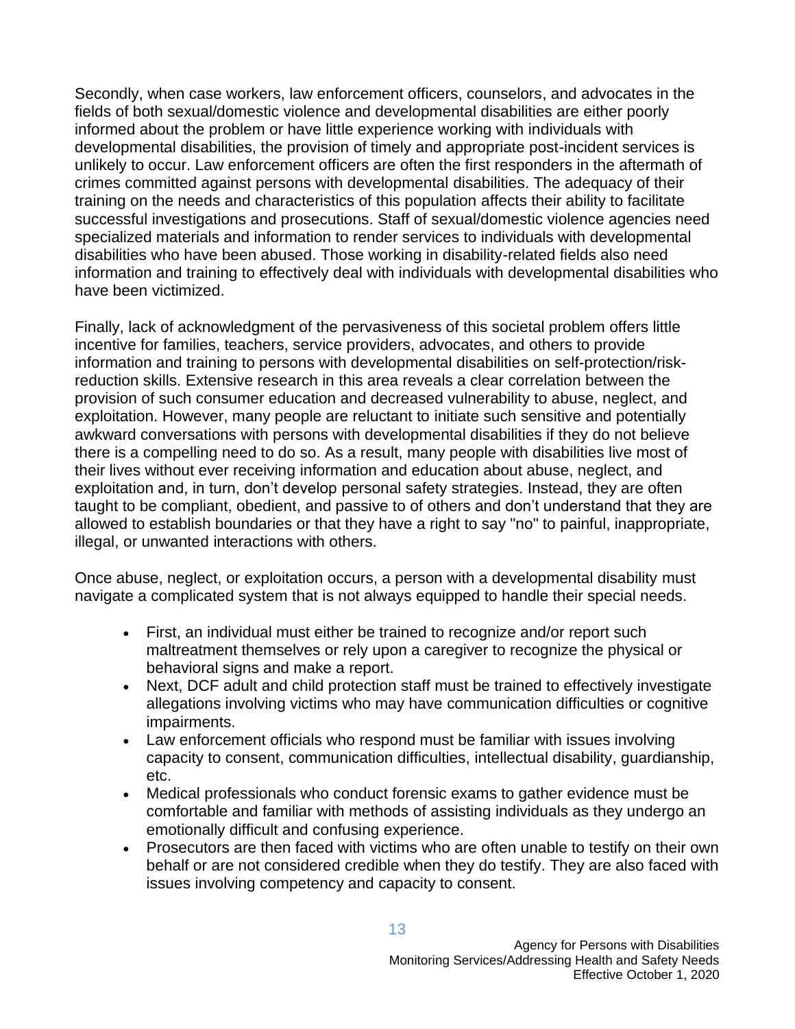Secondly, when case workers, law enforcement officers, counselors, and advocates in the fields of both sexual/domestic violence and developmental disabilities are either poorly informed about the problem or have little experience working with individuals with developmental disabilities, the provision of timely and appropriate post-incident services is unlikely to occur. Law enforcement officers are often the first responders in the aftermath of crimes committed against persons with developmental disabilities. The adequacy of their training on the needs and characteristics of this population affects their ability to facilitate successful investigations and prosecutions. Staff of sexual/domestic violence agencies need specialized materials and information to render services to individuals with developmental disabilities who have been abused. Those working in disability-related fields also need information and training to effectively deal with individuals with developmental disabilities who have been victimized.

Finally, lack of acknowledgment of the pervasiveness of this societal problem offers little incentive for families, teachers, service providers, advocates, and others to provide information and training to persons with developmental disabilities on self-protection/risk-reduction skills. Extensive research in this area reveals a clear correlation between the provision of such consumer education and decreased vulnerability to abuse, neglect, and exploitation. However, many people are reluctant to initiate such sensitive and potentially awkward conversations with persons with developmental disabilities if they do not believe there is a compelling need to do so. As a result, many people with disabilities live most of their lives without ever receiving information and education about abuse, neglect, and exploitation and, in turn, don't develop personal safety strategies. Instead, they are often taught to be compliant, obedient, and passive to of others and don't understand that they are allowed to establish boundaries or that they have a right to say "no" to painful, inappropriate, illegal, or unwanted interactions with others.

Once abuse, neglect, or exploitation occurs, a person with a developmental disability must navigate a complicated system that is not always equipped to handle their special needs.

- First, an individual must either be trained to recognize and/or report such maltreatment themselves or rely upon a caregiver to recognize the physical or behavioral signs and make a report.
- Next, DCF adult and child protection staff must be trained to effectively investigate allegations involving victims who may have communication difficulties or cognitive impairments.
- Law enforcement officials who respond must be familiar with issues involving capacity to consent, communication difficulties, intellectual disability, guardianship, etc.
- Medical professionals who conduct forensic exams to gather evidence must be comfortable and familiar with methods of assisting individuals as they undergo an emotionally difficult and confusing experience.
- Prosecutors are then faced with victims who are often unable to testify on their own behalf or are not considered credible when they do testify. They are also faced with issues involving competency and capacity to consent.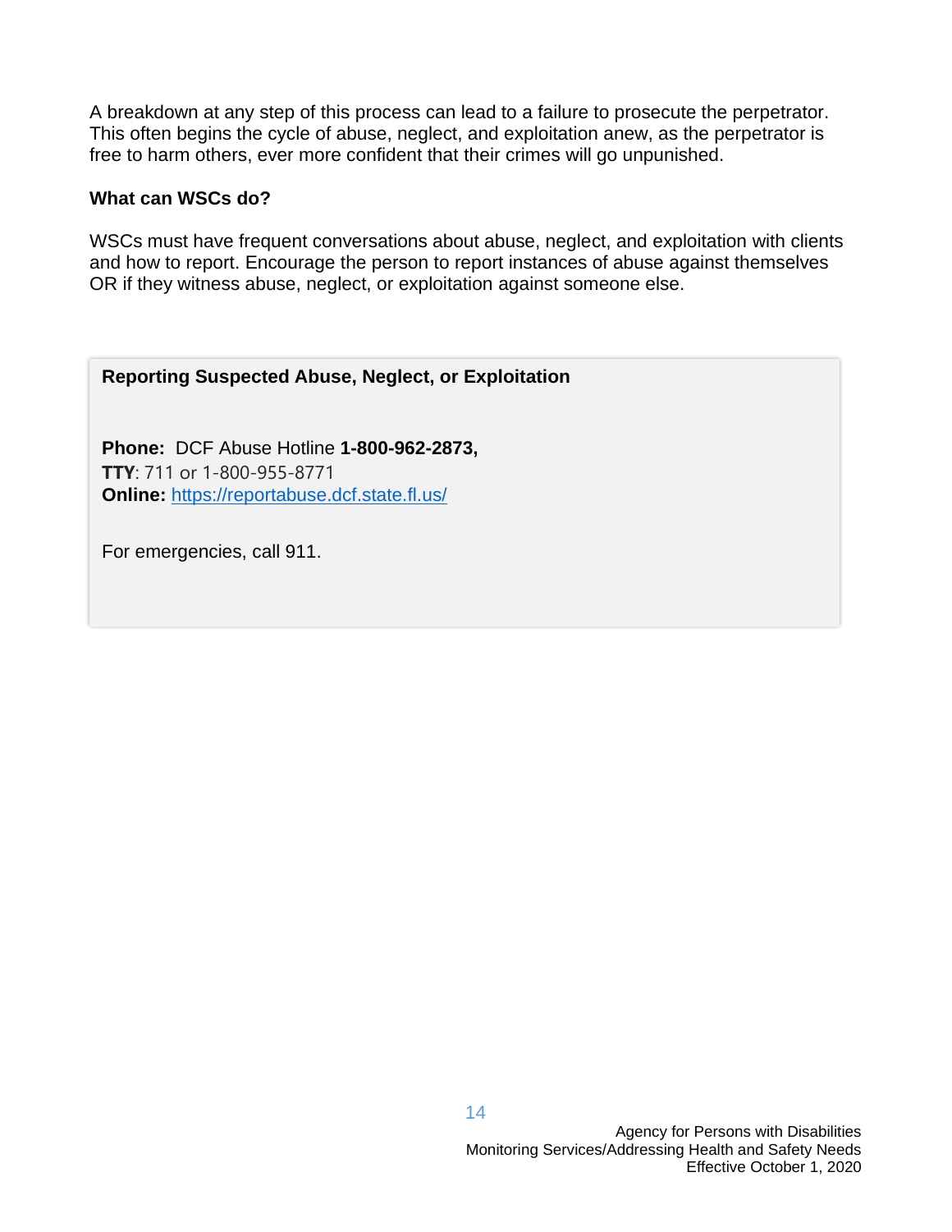A breakdown at any step of this process can lead to a failure to prosecute the perpetrator. This often begins the cycle of abuse, neglect, and exploitation anew, as the perpetrator is free to harm others, ever more confident that their crimes will go unpunished.

**What can WSCs do?**

WSCs must have frequent conversations about abuse, neglect, and exploitation with clients and how to report. Encourage the person to report instances of abuse against themselves OR if they witness abuse, neglect, or exploitation against someone else.

**Reporting Suspected Abuse, Neglect, or Exploitation**

**Phone:** DCF Abuse Hotline **1-800-962-2873,**
**TTY**: 711 or 1-800-955-8771
**Online:** https://reportabuse.dcf.state.fl.us/

For emergencies, call 911.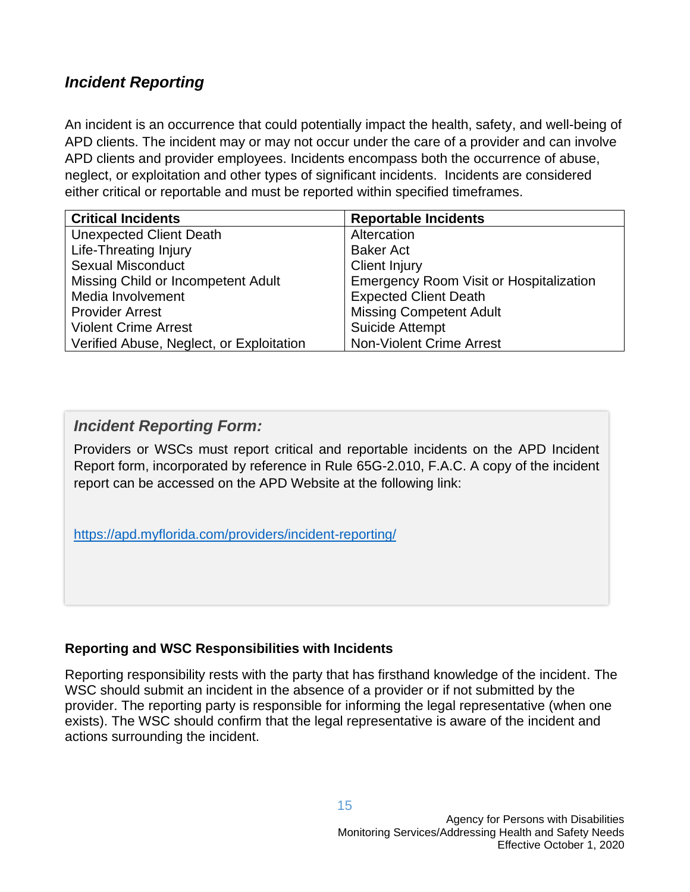## *Incident Reporting*

An incident is an occurrence that could potentially impact the health, safety, and well-being of APD clients. The incident may or may not occur under the care of a provider and can involve APD clients and provider employees. Incidents encompass both the occurrence of abuse, neglect, or exploitation and other types of significant incidents. Incidents are considered either critical or reportable and must be reported within specified timeframes.

| Critical Incidents | Reportable Incidents |
|---|---|
| Unexpected Client Death | Altercation |
| Life-Threating Injury | Baker Act |
| Sexual Misconduct | Client Injury |
| Missing Child or Incompetent Adult | Emergency Room Visit or Hospitalization |
| Media Involvement | Expected Client Death |
| Provider Arrest | Missing Competent Adult |
| Violent Crime Arrest | Suicide Attempt |
| Verified Abuse, Neglect, or Exploitation | Non-Violent Crime Arrest |

### *Incident Reporting Form:*

Providers or WSCs must report critical and reportable incidents on the APD Incident Report form, incorporated by reference in Rule 65G-2.010, F.A.C. A copy of the incident report can be accessed on the APD Website at the following link:

https://apd.myflorida.com/providers/incident-reporting/

### Reporting and WSC Responsibilities with Incidents

Reporting responsibility rests with the party that has firsthand knowledge of the incident. The WSC should submit an incident in the absence of a provider or if not submitted by the provider. The reporting party is responsible for informing the legal representative (when one exists). The WSC should confirm that the legal representative is aware of the incident and actions surrounding the incident.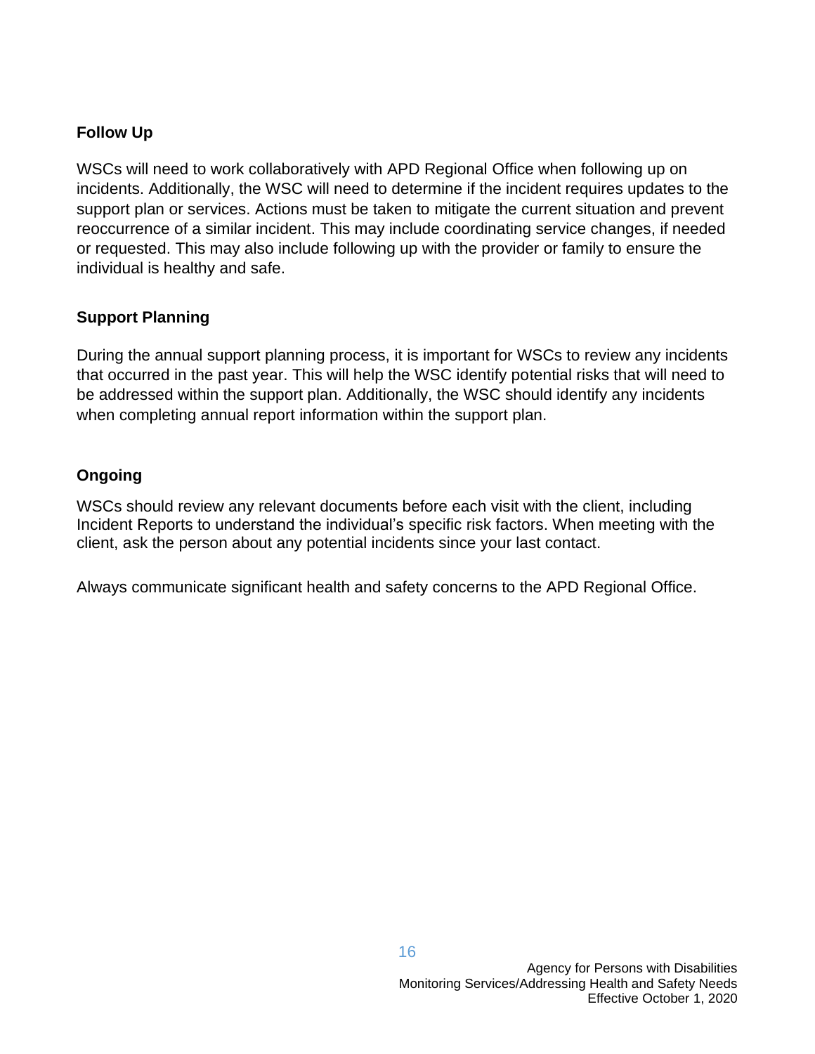**Follow Up**

WSCs will need to work collaboratively with APD Regional Office when following up on incidents. Additionally, the WSC will need to determine if the incident requires updates to the support plan or services. Actions must be taken to mitigate the current situation and prevent reoccurrence of a similar incident. This may include coordinating service changes, if needed or requested. This may also include following up with the provider or family to ensure the individual is healthy and safe.

**Support Planning**

During the annual support planning process, it is important for WSCs to review any incidents that occurred in the past year. This will help the WSC identify potential risks that will need to be addressed within the support plan. Additionally, the WSC should identify any incidents when completing annual report information within the support plan.

**Ongoing**

WSCs should review any relevant documents before each visit with the client, including Incident Reports to understand the individual's specific risk factors. When meeting with the client, ask the person about any potential incidents since your last contact.

Always communicate significant health and safety concerns to the APD Regional Office.